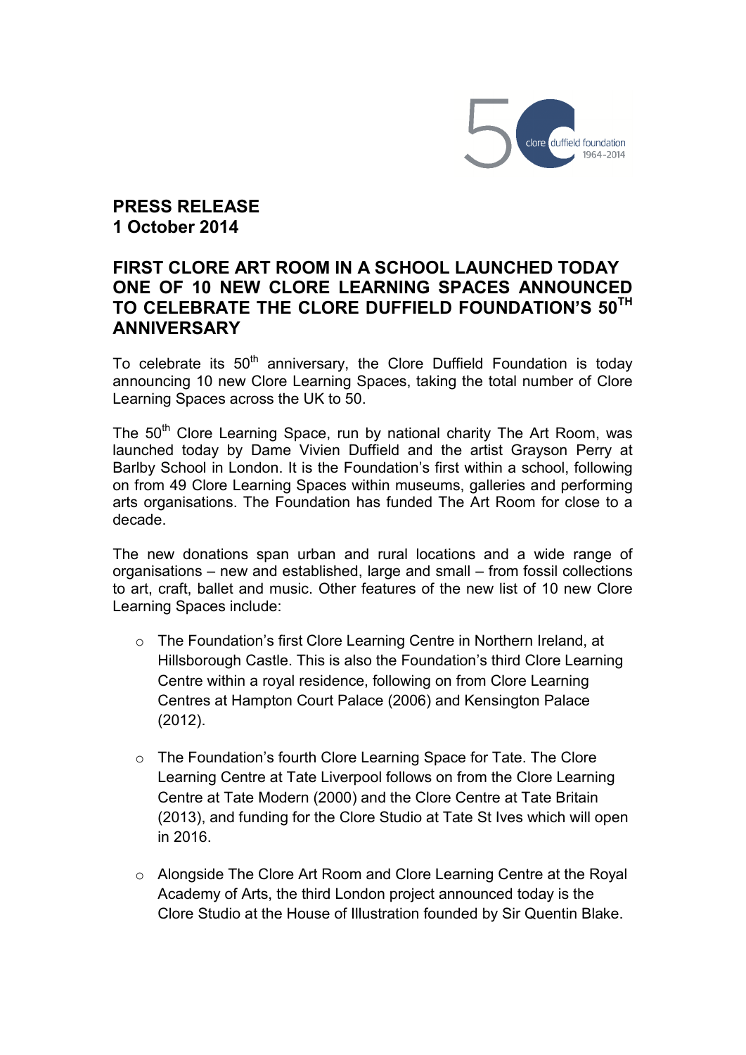**PRESS RELEASE**
**1 October 2014**

# FIRST CLORE ART ROOM IN A SCHOOL LAUNCHED TODAY ONE OF 10 NEW CLORE LEARNING SPACES ANNOUNCED TO CELEBRATE THE CLORE DUFFIELD FOUNDATION'S 50TH ANNIVERSARY

To celebrate its 50th anniversary, the Clore Duffield Foundation is today announcing 10 new Clore Learning Spaces, taking the total number of Clore Learning Spaces across the UK to 50.

The 50th Clore Learning Space, run by national charity The Art Room, was launched today by Dame Vivien Duffield and the artist Grayson Perry at Barlby School in London. It is the Foundation's first within a school, following on from 49 Clore Learning Spaces within museums, galleries and performing arts organisations. The Foundation has funded The Art Room for close to a decade.

The new donations span urban and rural locations and a wide range of organisations – new and established, large and small – from fossil collections to art, craft, ballet and music. Other features of the new list of 10 new Clore Learning Spaces include:

- The Foundation's first Clore Learning Centre in Northern Ireland, at Hillsborough Castle. This is also the Foundation's third Clore Learning Centre within a royal residence, following on from Clore Learning Centres at Hampton Court Palace (2006) and Kensington Palace (2012).

- The Foundation's fourth Clore Learning Space for Tate. The Clore Learning Centre at Tate Liverpool follows on from the Clore Learning Centre at Tate Modern (2000) and the Clore Centre at Tate Britain (2013), and funding for the Clore Studio at Tate St Ives which will open in 2016.

- Alongside The Clore Art Room and Clore Learning Centre at the Royal Academy of Arts, the third London project announced today is the Clore Studio at the House of Illustration founded by Sir Quentin Blake.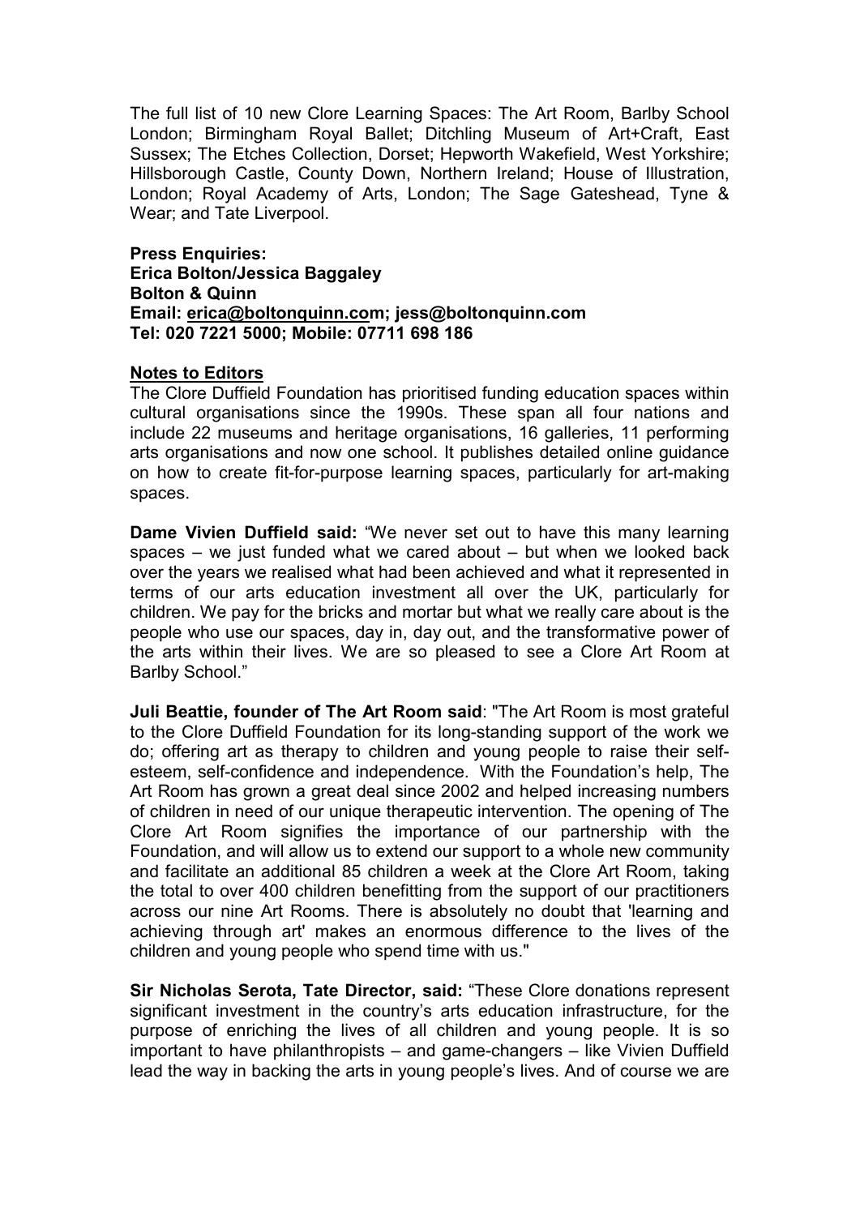The full list of 10 new Clore Learning Spaces: The Art Room, Barlby School London; Birmingham Royal Ballet; Ditchling Museum of Art+Craft, East Sussex; The Etches Collection, Dorset; Hepworth Wakefield, West Yorkshire; Hillsborough Castle, County Down, Northern Ireland; House of Illustration, London; Royal Academy of Arts, London; The Sage Gateshead, Tyne & Wear; and Tate Liverpool.

**Press Enquiries:**
**Erica Bolton/Jessica Baggaley**
**Bolton & Quinn**
**Email: erica@boltonquinn.com; jess@boltonquinn.com**
**Tel: 020 7221 5000; Mobile: 07711 698 186**

## Notes to Editors

The Clore Duffield Foundation has prioritised funding education spaces within cultural organisations since the 1990s. These span all four nations and include 22 museums and heritage organisations, 16 galleries, 11 performing arts organisations and now one school. It publishes detailed online guidance on how to create fit-for-purpose learning spaces, particularly for art-making spaces.

**Dame Vivien Duffield said:** "We never set out to have this many learning spaces – we just funded what we cared about – but when we looked back over the years we realised what had been achieved and what it represented in terms of our arts education investment all over the UK, particularly for children. We pay for the bricks and mortar but what we really care about is the people who use our spaces, day in, day out, and the transformative power of the arts within their lives. We are so pleased to see a Clore Art Room at Barlby School."

**Juli Beattie, founder of The Art Room said**: "The Art Room is most grateful to the Clore Duffield Foundation for its long-standing support of the work we do; offering art as therapy to children and young people to raise their self-esteem, self-confidence and independence. With the Foundation's help, The Art Room has grown a great deal since 2002 and helped increasing numbers of children in need of our unique therapeutic intervention. The opening of The Clore Art Room signifies the importance of our partnership with the Foundation, and will allow us to extend our support to a whole new community and facilitate an additional 85 children a week at the Clore Art Room, taking the total to over 400 children benefitting from the support of our practitioners across our nine Art Rooms. There is absolutely no doubt that 'learning and achieving through art' makes an enormous difference to the lives of the children and young people who spend time with us."

**Sir Nicholas Serota, Tate Director, said:** "These Clore donations represent significant investment in the country's arts education infrastructure, for the purpose of enriching the lives of all children and young people. It is so important to have philanthropists – and game-changers – like Vivien Duffield lead the way in backing the arts in young people's lives. And of course we are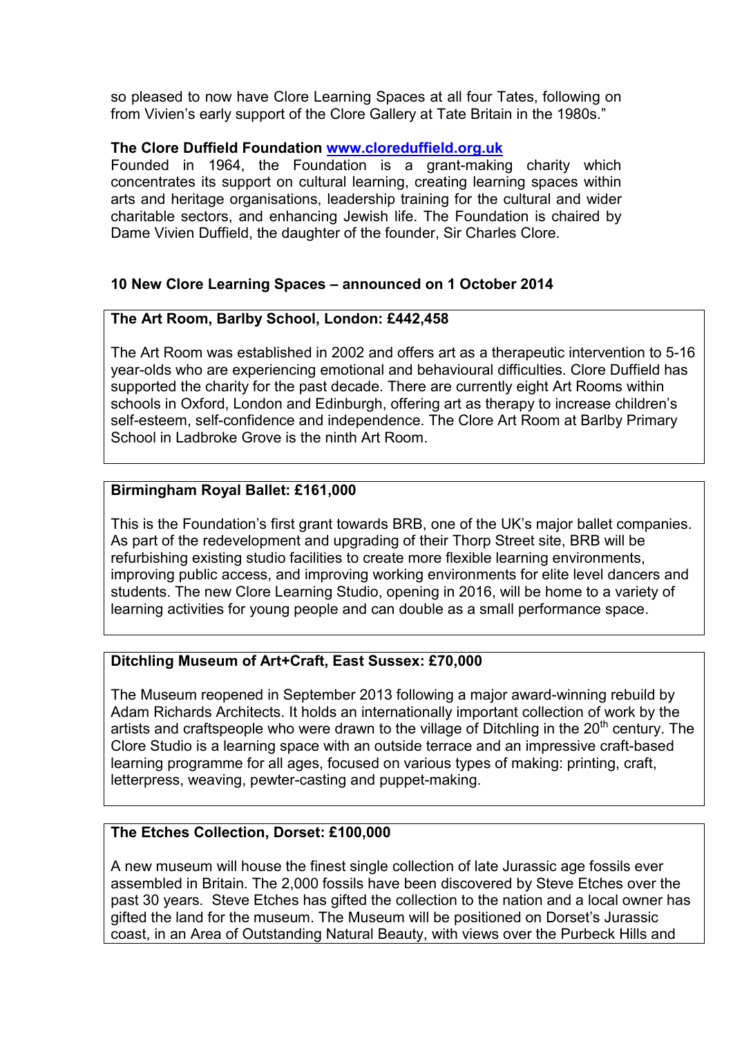so pleased to now have Clore Learning Spaces at all four Tates, following on from Vivien's early support of the Clore Gallery at Tate Britain in the 1980s."

**The Clore Duffield Foundation [www.cloreduffield.org.uk](http://www.cloreduffield.org.uk)**

Founded in 1964, the Foundation is a grant-making charity which concentrates its support on cultural learning, creating learning spaces within arts and heritage organisations, leadership training for the cultural and wider charitable sectors, and enhancing Jewish life. The Foundation is chaired by Dame Vivien Duffield, the daughter of the founder, Sir Charles Clore.

**10 New Clore Learning Spaces – announced on 1 October 2014**

**The Art Room, Barlby School, London: £442,458**

The Art Room was established in 2002 and offers art as a therapeutic intervention to 5-16 year-olds who are experiencing emotional and behavioural difficulties. Clore Duffield has supported the charity for the past decade. There are currently eight Art Rooms within schools in Oxford, London and Edinburgh, offering art as therapy to increase children's self-esteem, self-confidence and independence. The Clore Art Room at Barlby Primary School in Ladbroke Grove is the ninth Art Room.

**Birmingham Royal Ballet: £161,000**

This is the Foundation's first grant towards BRB, one of the UK's major ballet companies. As part of the redevelopment and upgrading of their Thorp Street site, BRB will be refurbishing existing studio facilities to create more flexible learning environments, improving public access, and improving working environments for elite level dancers and students. The new Clore Learning Studio, opening in 2016, will be home to a variety of learning activities for young people and can double as a small performance space.

**Ditchling Museum of Art+Craft, East Sussex: £70,000**

The Museum reopened in September 2013 following a major award-winning rebuild by Adam Richards Architects. It holds an internationally important collection of work by the artists and craftspeople who were drawn to the village of Ditchling in the 20th century. The Clore Studio is a learning space with an outside terrace and an impressive craft-based learning programme for all ages, focused on various types of making: printing, craft, letterpress, weaving, pewter-casting and puppet-making.

**The Etches Collection, Dorset: £100,000**

A new museum will house the finest single collection of late Jurassic age fossils ever assembled in Britain. The 2,000 fossils have been discovered by Steve Etches over the past 30 years. Steve Etches has gifted the collection to the nation and a local owner has gifted the land for the museum. The Museum will be positioned on Dorset's Jurassic coast, in an Area of Outstanding Natural Beauty, with views over the Purbeck Hills and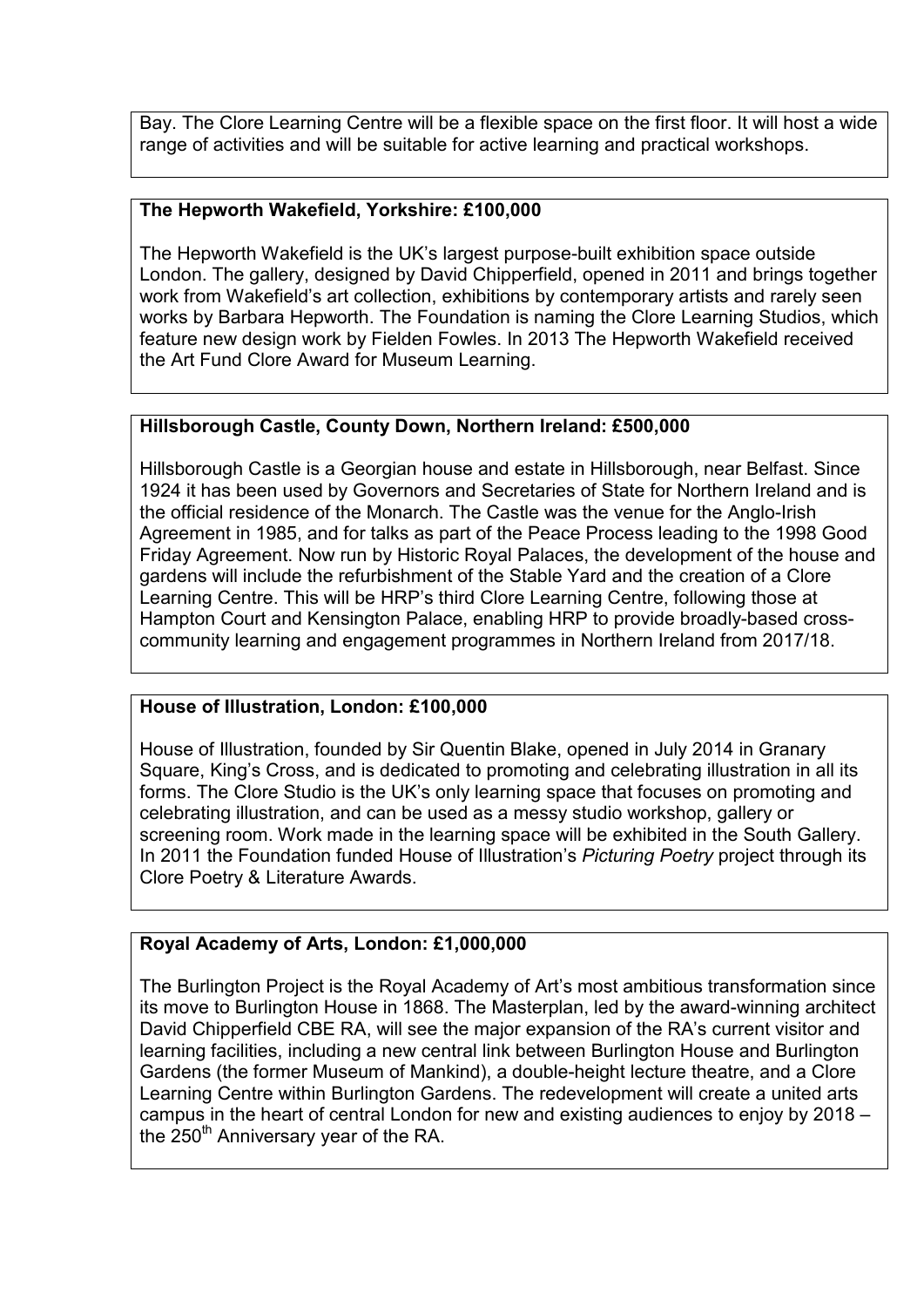Bay. The Clore Learning Centre will be a flexible space on the first floor. It will host a wide range of activities and will be suitable for active learning and practical workshops.

**The Hepworth Wakefield, Yorkshire: £100,000**

The Hepworth Wakefield is the UK's largest purpose-built exhibition space outside London. The gallery, designed by David Chipperfield, opened in 2011 and brings together work from Wakefield's art collection, exhibitions by contemporary artists and rarely seen works by Barbara Hepworth. The Foundation is naming the Clore Learning Studios, which feature new design work by Fielden Fowles. In 2013 The Hepworth Wakefield received the Art Fund Clore Award for Museum Learning.

**Hillsborough Castle, County Down, Northern Ireland: £500,000**

Hillsborough Castle is a Georgian house and estate in Hillsborough, near Belfast. Since 1924 it has been used by Governors and Secretaries of State for Northern Ireland and is the official residence of the Monarch. The Castle was the venue for the Anglo-Irish Agreement in 1985, and for talks as part of the Peace Process leading to the 1998 Good Friday Agreement. Now run by Historic Royal Palaces, the development of the house and gardens will include the refurbishment of the Stable Yard and the creation of a Clore Learning Centre. This will be HRP's third Clore Learning Centre, following those at Hampton Court and Kensington Palace, enabling HRP to provide broadly-based cross-community learning and engagement programmes in Northern Ireland from 2017/18.

**House of Illustration, London: £100,000**

House of Illustration, founded by Sir Quentin Blake, opened in July 2014 in Granary Square, King's Cross, and is dedicated to promoting and celebrating illustration in all its forms. The Clore Studio is the UK's only learning space that focuses on promoting and celebrating illustration, and can be used as a messy studio workshop, gallery or screening room. Work made in the learning space will be exhibited in the South Gallery. In 2011 the Foundation funded House of Illustration's *Picturing Poetry* project through its Clore Poetry & Literature Awards.

**Royal Academy of Arts, London: £1,000,000**

The Burlington Project is the Royal Academy of Art's most ambitious transformation since its move to Burlington House in 1868. The Masterplan, led by the award-winning architect David Chipperfield CBE RA, will see the major expansion of the RA's current visitor and learning facilities, including a new central link between Burlington House and Burlington Gardens (the former Museum of Mankind), a double-height lecture theatre, and a Clore Learning Centre within Burlington Gardens. The redevelopment will create a united arts campus in the heart of central London for new and existing audiences to enjoy by 2018 – the 250th Anniversary year of the RA.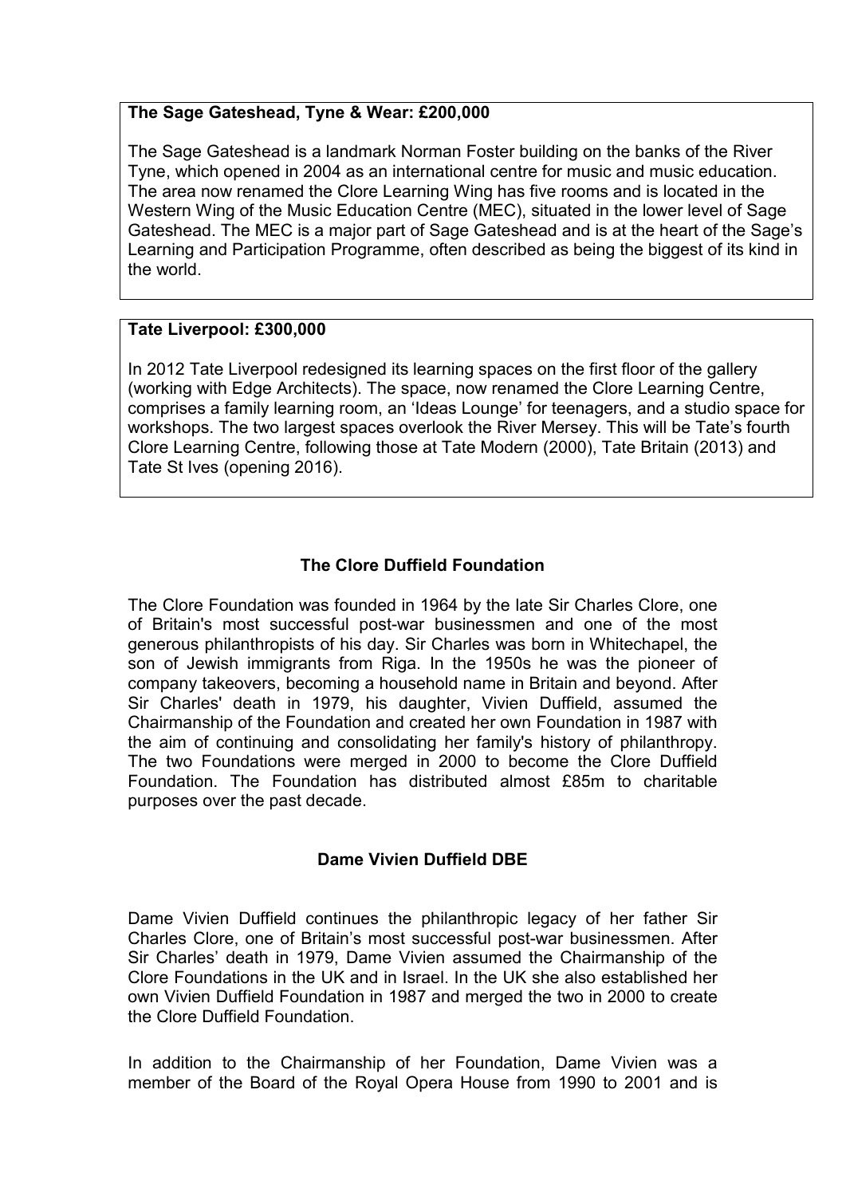**The Sage Gateshead, Tyne & Wear: £200,000**

The Sage Gateshead is a landmark Norman Foster building on the banks of the River Tyne, which opened in 2004 as an international centre for music and music education. The area now renamed the Clore Learning Wing has five rooms and is located in the Western Wing of the Music Education Centre (MEC), situated in the lower level of Sage Gateshead. The MEC is a major part of Sage Gateshead and is at the heart of the Sage's Learning and Participation Programme, often described as being the biggest of its kind in the world.

**Tate Liverpool: £300,000**

In 2012 Tate Liverpool redesigned its learning spaces on the first floor of the gallery (working with Edge Architects). The space, now renamed the Clore Learning Centre, comprises a family learning room, an 'Ideas Lounge' for teenagers, and a studio space for workshops. The two largest spaces overlook the River Mersey. This will be Tate's fourth Clore Learning Centre, following those at Tate Modern (2000), Tate Britain (2013) and Tate St Ives (opening 2016).

## The Clore Duffield Foundation

The Clore Foundation was founded in 1964 by the late Sir Charles Clore, one of Britain's most successful post-war businessmen and one of the most generous philanthropists of his day. Sir Charles was born in Whitechapel, the son of Jewish immigrants from Riga. In the 1950s he was the pioneer of company takeovers, becoming a household name in Britain and beyond. After Sir Charles' death in 1979, his daughter, Vivien Duffield, assumed the Chairmanship of the Foundation and created her own Foundation in 1987 with the aim of continuing and consolidating her family's history of philanthropy. The two Foundations were merged in 2000 to become the Clore Duffield Foundation. The Foundation has distributed almost £85m to charitable purposes over the past decade.

## Dame Vivien Duffield DBE

Dame Vivien Duffield continues the philanthropic legacy of her father Sir Charles Clore, one of Britain's most successful post-war businessmen. After Sir Charles' death in 1979, Dame Vivien assumed the Chairmanship of the Clore Foundations in the UK and in Israel. In the UK she also established her own Vivien Duffield Foundation in 1987 and merged the two in 2000 to create the Clore Duffield Foundation.

In addition to the Chairmanship of her Foundation, Dame Vivien was a member of the Board of the Royal Opera House from 1990 to 2001 and is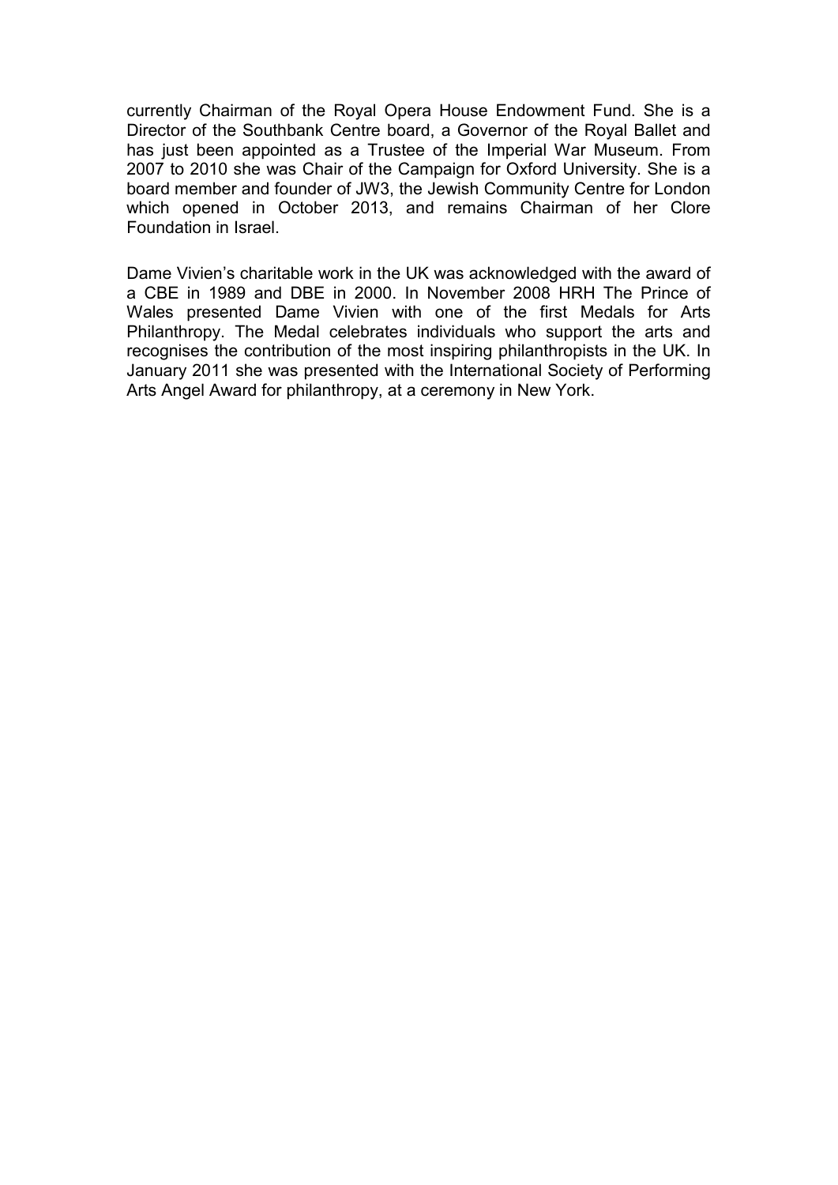currently Chairman of the Royal Opera House Endowment Fund. She is a Director of the Southbank Centre board, a Governor of the Royal Ballet and has just been appointed as a Trustee of the Imperial War Museum. From 2007 to 2010 she was Chair of the Campaign for Oxford University. She is a board member and founder of JW3, the Jewish Community Centre for London which opened in October 2013, and remains Chairman of her Clore Foundation in Israel.

Dame Vivien's charitable work in the UK was acknowledged with the award of a CBE in 1989 and DBE in 2000. In November 2008 HRH The Prince of Wales presented Dame Vivien with one of the first Medals for Arts Philanthropy. The Medal celebrates individuals who support the arts and recognises the contribution of the most inspiring philanthropists in the UK. In January 2011 she was presented with the International Society of Performing Arts Angel Award for philanthropy, at a ceremony in New York.